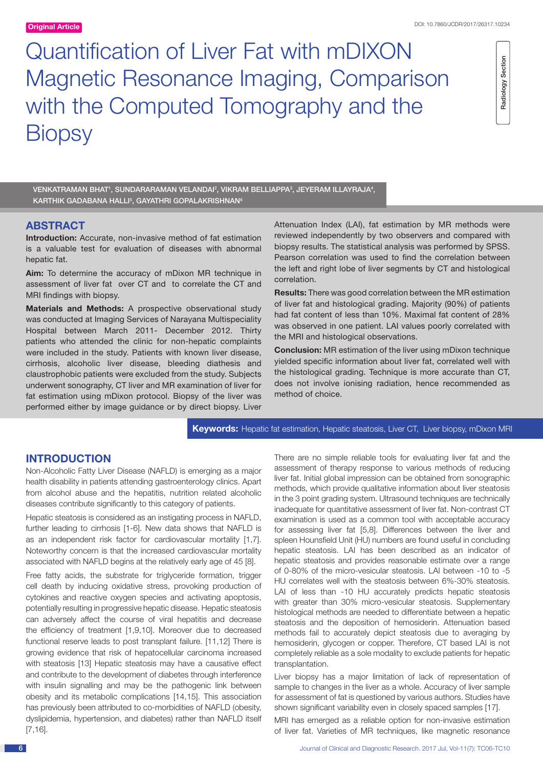Original Article

DOI: 10.7860/JCDR/2017/26317.10234

Radiology Section

# Quantification of Liver Fat with mDIXON Magnetic Resonance Imaging, Comparison with the Computed Tomography and the Biopsy

VENKATRAMAN BHAT[1], SUNDARARAMAN VELANDAI[2], VIKRAM BELLIAPPA[3], JEYERAM ILLAYRAJA[4], KARTHIK GADABANA HALLI[5], GAYATHRI GOPALAKRISHNAN[6]

## ABSTRACT

**Introduction:** Accurate, non-invasive method of fat estimation is a valuable test for evaluation of diseases with abnormal hepatic fat.

**Aim:** To determine the accuracy of mDixon MR technique in assessment of liver fat over CT and to correlate the CT and MRI findings with biopsy.

**Materials and Methods:** A prospective observational study was conducted at Imaging Services of Narayana Multispeciality Hospital between March 2011- December 2012. Thirty patients who attended the clinic for non-hepatic complaints were included in the study. Patients with known liver disease, cirrhosis, alcoholic liver disease, bleeding diathesis and claustrophobic patients were excluded from the study. Subjects underwent sonography, CT liver and MR examination of liver for fat estimation using mDixon protocol. Biopsy of the liver was performed either by image guidance or by direct biopsy. Liver Attenuation Index (LAI), fat estimation by MR methods were reviewed independently by two observers and compared with biopsy results. The statistical analysis was performed by SPSS. Pearson correlation was used to find the correlation between the left and right lobe of liver segments by CT and histological correlation.

**Results:** There was good correlation between the MR estimation of liver fat and histological grading. Majority (90%) of patients had fat content of less than 10%. Maximal fat content of 28% was observed in one patient. LAI values poorly correlated with the MRI and histological observations.

**Conclusion:** MR estimation of the liver using mDixon technique yielded specific information about liver fat, correlated well with the histological grading. Technique is more accurate than CT, does not involve ionising radiation, hence recommended as method of choice.

**Keywords:** Hepatic fat estimation, Hepatic steatosis, Liver CT, Liver biopsy, mDixon MRI

## INTRODUCTION

Non-Alcoholic Fatty Liver Disease (NAFLD) is emerging as a major health disability in patients attending gastroenterology clinics. Apart from alcohol abuse and the hepatitis, nutrition related alcoholic diseases contribute significantly to this category of patients.

Hepatic steatosis is considered as an instigating process in NAFLD, further leading to cirrhosis [1-6]. New data shows that NAFLD is as an independent risk factor for cardiovascular mortality [1,7]. Noteworthy concern is that the increased cardiovascular mortality associated with NAFLD begins at the relatively early age of 45 [8].

Free fatty acids, the substrate for triglyceride formation, trigger cell death by inducing oxidative stress, provoking production of cytokines and reactive oxygen species and activating apoptosis, potentially resulting in progressive hepatic disease. Hepatic steatosis can adversely affect the course of viral hepatitis and decrease the efficiency of treatment [1,9,10]. Moreover due to decreased functional reserve leads to post transplant failure. [11,12] There is growing evidence that risk of hepatocellular carcinoma increased with steatosis [13] Hepatic steatosis may have a causative effect and contribute to the development of diabetes through interference with insulin signalling and may be the pathogenic link between obesity and its metabolic complications [14,15]. This association has previously been attributed to co-morbidities of NAFLD (obesity, dyslipidemia, hypertension, and diabetes) rather than NAFLD itself [7,16].

There are no simple reliable tools for evaluating liver fat and the assessment of therapy response to various methods of reducing liver fat. Initial global impression can be obtained from sonographic methods, which provide qualitative information about liver steatosis in the 3 point grading system. Ultrasound techniques are technically inadequate for quantitative assessment of liver fat. Non-contrast CT examination is used as a common tool with acceptable accuracy for assessing liver fat [5,8]. Differences between the liver and spleen Hounsfield Unit (HU) numbers are found useful in concluding hepatic steatosis. LAI has been described as an indicator of hepatic steatosis and provides reasonable estimate over a range of 0-80% of the micro-vesicular steatosis. LAI between -10 to -5 HU correlates well with the steatosis between 6%-30% steatosis. LAI of less than -10 HU accurately predicts hepatic steatosis with greater than 30% micro-vesicular steatosis. Supplementary histological methods are needed to differentiate between a hepatic steatosis and the deposition of hemosiderin. Attenuation based methods fail to accurately depict steatosis due to averaging by hemosiderin, glycogen or copper. Therefore, CT based LAI is not completely reliable as a sole modality to exclude patients for hepatic transplantation.

Liver biopsy has a major limitation of lack of representation of sample to changes in the liver as a whole. Accuracy of liver sample for assessment of fat is questioned by various authors. Studies have shown significant variability even in closely spaced samples [17].

MRI has emerged as a reliable option for non-invasive estimation of liver fat. Varieties of MR techniques, like magnetic resonance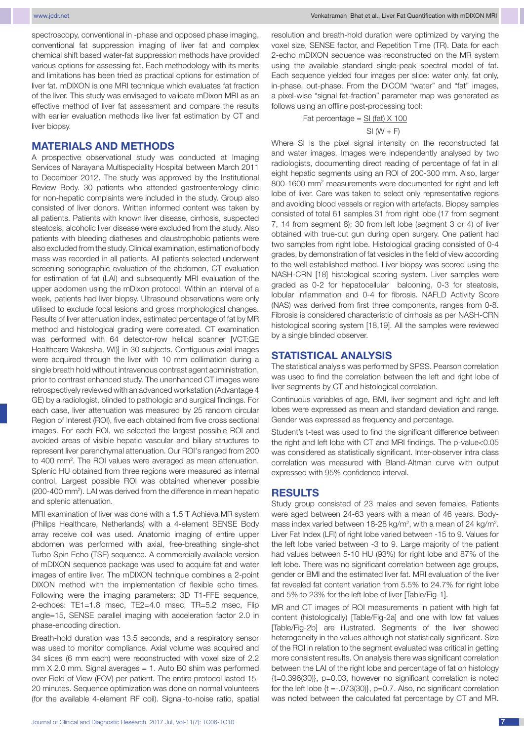spectroscopy, conventional in -phase and opposed phase imaging, conventional fat suppression imaging of liver fat and complex chemical shift based water-fat suppression methods have provided various options for assessing fat. Each methodology with its merits and limitations has been tried as practical options for estimation of liver fat. mDIXON is one MRI technique which evaluates fat fraction of the liver. This study was envisaged to validate mDixon MRI as an effective method of liver fat assessment and compare the results with earlier evaluation methods like liver fat estimation by CT and liver biopsy.

## MATERIALS AND METHODS

A prospective observational study was conducted at Imaging Services of Narayana Multispeciality Hospital between March 2011 to December 2012. The study was approved by the Institutional Review Body. 30 patients who attended gastroenterology clinic for non-hepatic complaints were included in the study. Group also consisted of liver donors. Written informed content was taken by all patients. Patients with known liver disease, cirrhosis, suspected steatosis, alcoholic liver disease were excluded from the study. Also patients with bleeding diatheses and claustrophobic patients were also excluded from the study. Clinical examination, estimation of body mass was recorded in all patients. All patients selected underwent screening sonographic evaluation of the abdomen, CT evaluation for estimation of fat (LAI) and subsequently MRI evaluation of the upper abdomen using the mDixon protocol. Within an interval of a week, patients had liver biopsy. Ultrasound observations were only utilised to exclude focal lesions and gross morphological changes. Results of liver attenuation index, estimated percentage of fat by MR method and histological grading were correlated. CT examination was performed with 64 detector-row helical scanner [VCT:GE Healthcare Wakesha, WI)] in 30 subjects. Contiguous axial images were acquired through the liver with 10 mm collimation during a single breath hold without intravenous contrast agent administration, prior to contrast enhanced study. The unenhanced CT images were retrospectively reviewed with an advanced workstation (Advantage 4 GE) by a radiologist, blinded to pathologic and surgical findings. For each case, liver attenuation was measured by 25 random circular Region of Interest (ROI), five each obtained from five cross sectional images. For each ROI, we selected the largest possible ROI and avoided areas of visible hepatic vascular and biliary structures to represent liver parenchymal attenuation. Our ROI's ranged from 200 to 400 mm$^2$. The ROI values were averaged as mean attenuation. Splenic HU obtained from three regions were measured as internal control. Largest possible ROI was obtained whenever possible (200-400 mm$^2$). LAI was derived from the difference in mean hepatic and splenic attenuation.

MRI examination of liver was done with a 1.5 T Achieva MR system (Philips Healthcare, Netherlands) with a 4-element SENSE Body array receive coil was used. Anatomic imaging of entire upper abdomen was performed with axial, free-breathing single-shot Turbo Spin Echo (TSE) sequence. A commercially available version of mDIXON sequence package was used to acquire fat and water images of entire liver. The mDIXON technique combines a 2-point DIXON method with the implementation of flexible echo times. Following were the imaging parameters: 3D T1-FFE sequence, 2-echoes: TE1=1.8 msec, TE2=4.0 msec, TR=5.2 msec, Flip angle=15, SENSE parallel imaging with acceleration factor 2.0 in phase-encoding direction.

Breath-hold duration was 13.5 seconds, and a respiratory sensor was used to monitor compliance. Axial volume was acquired and 34 slices (6 mm each) were reconstructed with voxel size of 2.2 mm X 2.0 mm. Signal averages = 1. Auto B0 shim was performed over Field of View (FOV) per patient. The entire protocol lasted 15-20 minutes. Sequence optimization was done on normal volunteers (for the available 4-element RF coil). Signal-to-noise ratio, spatial resolution and breath-hold duration were optimized by varying the voxel size, SENSE factor, and Repetition Time (TR). Data for each 2-echo mDIXON sequence was reconstructed on the MR system using the available standard single-peak spectral model of fat. Each sequence yielded four images per slice: water only, fat only, in-phase, out-phase. From the DICOM "water" and "fat" images, a pixel-wise "signal fat-fraction" parameter map was generated as follows using an offline post-processing tool:

$$\text{Fat percentage} = \frac{\text{SI (fat)} \times 100}{\text{SI (W + F)}}$$

Where SI is the pixel signal intensity on the reconstructed fat and water images. Images were independently analysed by two radiologists, documenting direct reading of percentage of fat in all eight hepatic segments using an ROI of 200-300 mm. Also, larger 800-1600 mm$^2$ measurements were documented for right and left lobe of liver. Care was taken to select only representative regions and avoiding blood vessels or region with artefacts. Biopsy samples consisted of total 61 samples 31 from right lobe (17 from segment 7, 14 from segment 8); 30 from left lobe (segment 3 or 4) of liver obtained with true-cut gun during open surgery. One patient had two samples from right lobe. Histological grading consisted of 0-4 grades, by demonstration of fat vesicles in the field of view according to the well established method. Liver biopsy was scored using the NASH-CRN [18] histological scoring system. Liver samples were graded as 0-2 for hepatocellular balooning, 0-3 for steatosis, lobular inflammation and 0-4 for fibrosis. NAFLD Activity Score (NAS) was derived from first three components, ranges from 0-8. Fibrosis is considered characteristic of cirrhosis as per NASH-CRN histological scoring system [18,19]. All the samples were reviewed by a single blinded observer.

## STATISTICAL ANALYSIS

The statistical analysis was performed by SPSS. Pearson correlation was used to find the correlation between the left and right lobe of liver segments by CT and histological correlation.

Continuous variables of age, BMI, liver segment and right and left lobes were expressed as mean and standard deviation and range. Gender was expressed as frequency and percentage.

Student's t-test was used to find the significant difference between the right and left lobe with CT and MRI findings. The p-value<0.05 was considered as statistically significant. Inter-observer intra class correlation was measured with Bland-Altman curve with output expressed with 95% confidence interval.

## RESULTS

Study group consisted of 23 males and seven females. Patients were aged between 24-63 years with a mean of 46 years. Body-mass index varied between 18-28 kg/m$^2$, with a mean of 24 kg/m$^2$. Liver Fat Index (LFI) of right lobe varied between -15 to 9. Values for the left lobe varied between -3 to 9. Large majority of the patient had values between 5-10 HU (93%) for right lobe and 87% of the left lobe. There was no significant correlation between age groups, gender or BMI and the estimated liver fat. MRI evaluation of the liver fat revealed fat content variation from 5.5% to 24.7% for right lobe and 5% to 23% for the left lobe of liver [Table/Fig-1].

MR and CT images of ROI measurements in patient with high fat content (histologically) [Table/Fig-2a] and one with low fat values [Table/Fig-2b] are illustrated. Segments of the liver showed heterogeneity in the values although not statistically significant. Size of the ROI in relation to the segment evaluated was critical in getting more consistent results. On analysis there was significant correlation between the LAI of the right lobe and percentage of fat on histology {t=0.396(30)}, p=0.03, however no significant correlation is noted for the left lobe {t =-.073(30)}, p=0.7. Also, no significant correlation was noted between the calculated fat percentage by CT and MR.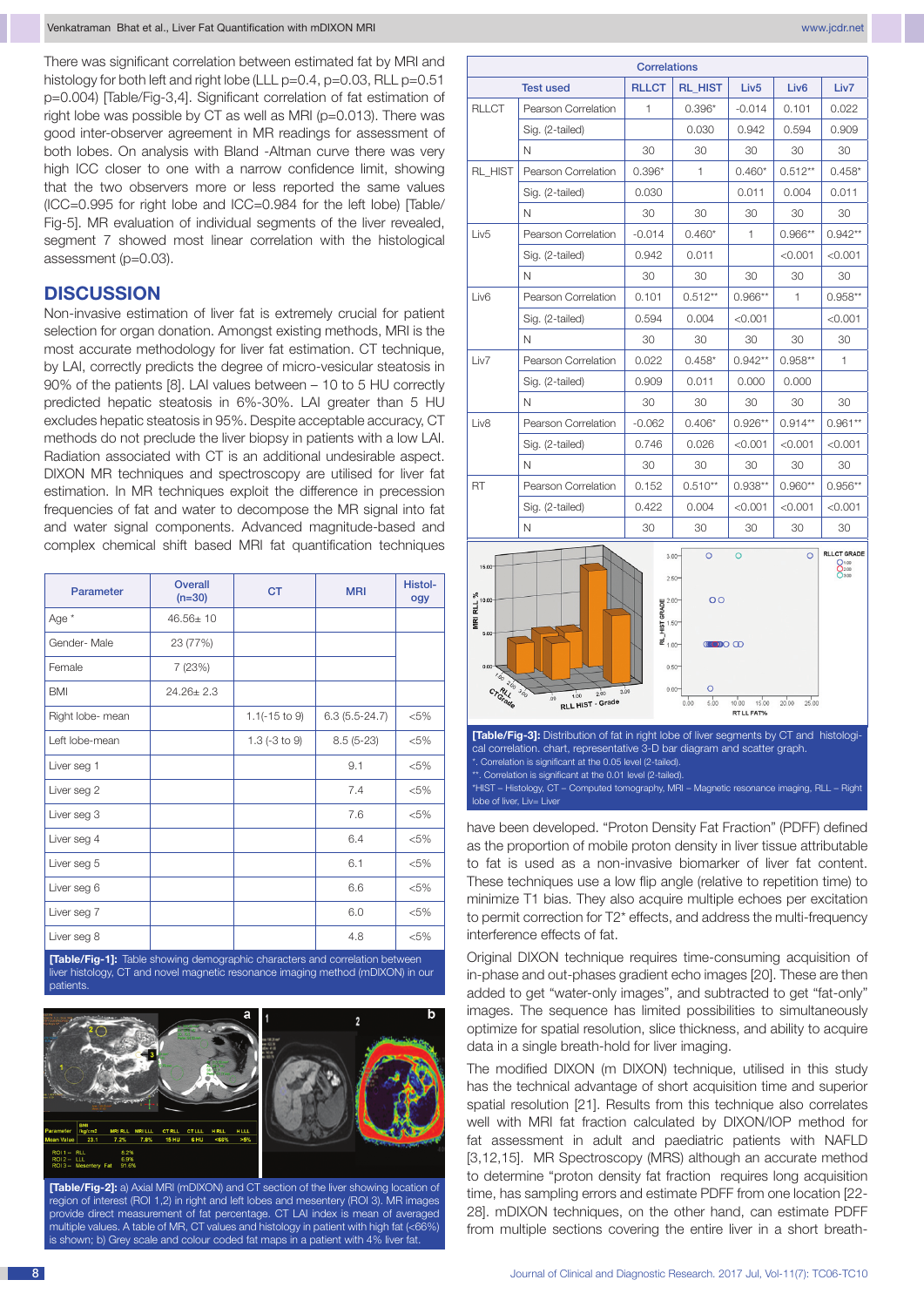There was significant correlation between estimated fat by MRI and histology for both left and right lobe (LLL p=0.4, p=0.03, RLL p=0.51 p=0.004) [Table/Fig-3,4]. Significant correlation of fat estimation of right lobe was possible by CT as well as MRI (p=0.013). There was good inter-observer agreement in MR readings for assessment of both lobes. On analysis with Bland -Altman curve there was very high ICC closer to one with a narrow confidence limit, showing that the two observers more or less reported the same values (ICC=0.995 for right lobe and ICC=0.984 for the left lobe) [Table/Fig-5]. MR evaluation of individual segments of the liver revealed, segment 7 showed most linear correlation with the histological assessment (p=0.03).

## DISCUSSION

Non-invasive estimation of liver fat is extremely crucial for patient selection for organ donation. Amongst existing methods, MRI is the most accurate methodology for liver fat estimation. CT technique, by LAI, correctly predicts the degree of micro-vesicular steatosis in 90% of the patients [8]. LAI values between – 10 to 5 HU correctly predicted hepatic steatosis in 6%-30%. LAI greater than 5 HU excludes hepatic steatosis in 95%. Despite acceptable accuracy, CT methods do not preclude the liver biopsy in patients with a low LAI. Radiation associated with CT is an additional undesirable aspect. DIXON MR techniques and spectroscopy are utilised for liver fat estimation. In MR techniques exploit the difference in precession frequencies of fat and water to decompose the MR signal into fat and water signal components. Advanced magnitude-based and complex chemical shift based MRI fat quantification techniques have been developed. "Proton Density Fat Fraction" (PDFF) defined as the proportion of mobile proton density in liver tissue attributable to fat is used as a non-invasive biomarker of liver fat content. These techniques use a low flip angle (relative to repetition time) to minimize T1 bias. They also acquire multiple echoes per excitation to permit correction for T2* effects, and address the multi-frequency interference effects of fat.

| Parameter | Overall (n=30) | CT | MRI | Histol-ogy |
|---|---|---|---|---|
| Age * | 46.56± 10 | | | |
| Gender- Male | 23 (77%) | | | |
| Female | 7 (23%) | | | |
| BMI | 24.26± 2.3 | | | |
| Right lobe- mean | | 1.1(-15 to 9) | 6.3 (5.5-24.7) | <5% |
| Left lobe-mean | | 1.3 (-3 to 9) | 8.5 (5-23) | <5% |
| Liver seg 1 | | | 9.1 | <5% |
| Liver seg 2 | | | 7.4 | <5% |
| Liver seg 3 | | | 7.6 | <5% |
| Liver seg 4 | | | 6.4 | <5% |
| Liver seg 5 | | | 6.1 | <5% |
| Liver seg 6 | | | 6.6 | <5% |
| Liver seg 7 | | | 6.0 | <5% |
| Liver seg 8 | | | 4.8 | <5% |

**[Table/Fig-1]:** Table showing demographic characters and correlation between liver histology, CT and novel magnetic resonance imaging method (mDIXON) in our patients.

**[Table/Fig-2]:** a) Axial MRI (mDIXON) and CT section of the liver showing location of region of interest (ROI 1,2) in right and left lobes and mesentery (ROI 3). MR images provide direct measurement of fat percentage. CT LAI index is mean of averaged multiple values. A table of MR, CT values and histology in patient with high fat (<66%) is shown; b) Grey scale and colour coded fat maps in a patient with 4% liver fat.

| Correlations | | | | | | | |
|---|---|---|---|---|---|---|---|
| | Test used | RLLCT | RL_HIST | Liv5 | Liv6 | Liv7 |
| RLLCT | Pearson Correlation | 1 | 0.396* | -0.014 | 0.101 | 0.022 |
| | Sig. (2-tailed) | | 0.030 | 0.942 | 0.594 | 0.909 |
| | N | 30 | 30 | 30 | 30 | 30 |
| RL_HIST | Pearson Correlation | 0.396* | 1 | 0.460* | 0.512** | 0.458* |
| | Sig. (2-tailed) | 0.030 | | 0.011 | 0.004 | 0.011 |
| | N | 30 | 30 | 30 | 30 | 30 |
| Liv5 | Pearson Correlation | -0.014 | 0.460* | 1 | 0.966** | 0.942** |
| | Sig. (2-tailed) | 0.942 | 0.011 | | <0.001 | <0.001 |
| | N | 30 | 30 | 30 | 30 | 30 |
| Liv6 | Pearson Correlation | 0.101 | 0.512** | 0.966** | 1 | 0.958** |
| | Sig. (2-tailed) | 0.594 | 0.004 | <0.001 | | <0.001 |
| | N | 30 | 30 | 30 | 30 | 30 |
| Liv7 | Pearson Correlation | 0.022 | 0.458* | 0.942** | 0.958** | 1 |
| | Sig. (2-tailed) | 0.909 | 0.011 | 0.000 | 0.000 | |
| | N | 30 | 30 | 30 | 30 | 30 |
| Liv8 | Pearson Correlation | -0.062 | 0.406* | 0.926** | 0.914** | 0.961** |
| | Sig. (2-tailed) | 0.746 | 0.026 | <0.001 | <0.001 | <0.001 |
| | N | 30 | 30 | 30 | 30 | 30 |
| RT | Pearson Correlation | 0.152 | 0.510** | 0.938** | 0.960** | 0.956** |
| | Sig. (2-tailed) | 0.422 | 0.004 | <0.001 | <0.001 | <0.001 |
| | N | 30 | 30 | 30 | 30 | 30 |

**[Table/Fig-3]:** Distribution of fat in right lobe of liver segments by CT and histological correlation. chart, representative 3-D bar diagram and scatter graph.
*. Correlation is significant at the 0.05 level (2-tailed).
**. Correlation is significant at the 0.01 level (2-tailed).
*HIST – Histology, CT – Computed tomography, MRI – Magnetic resonance imaging, RLL – Right lobe of liver, Liv= Liver

Original DIXON technique requires time-consuming acquisition of in-phase and out-phases gradient echo images [20]. These are then added to get "water-only images", and subtracted to get "fat-only" images. The sequence has limited possibilities to simultaneously optimize for spatial resolution, slice thickness, and ability to acquire data in a single breath-hold for liver imaging.

The modified DIXON (m DIXON) technique, utilised in this study has the technical advantage of short acquisition time and superior spatial resolution [21]. Results from this technique also correlates well with MRI fat fraction calculated by DIXON/IOP method for fat assessment in adult and paediatric patients with NAFLD [3,12,15]. MR Spectroscopy (MRS) although an accurate method to determine "proton density fat fraction requires long acquisition time, has sampling errors and estimate PDFF from one location [22-28]. mDIXON techniques, on the other hand, can estimate PDFF from multiple sections covering the entire liver in a short breath-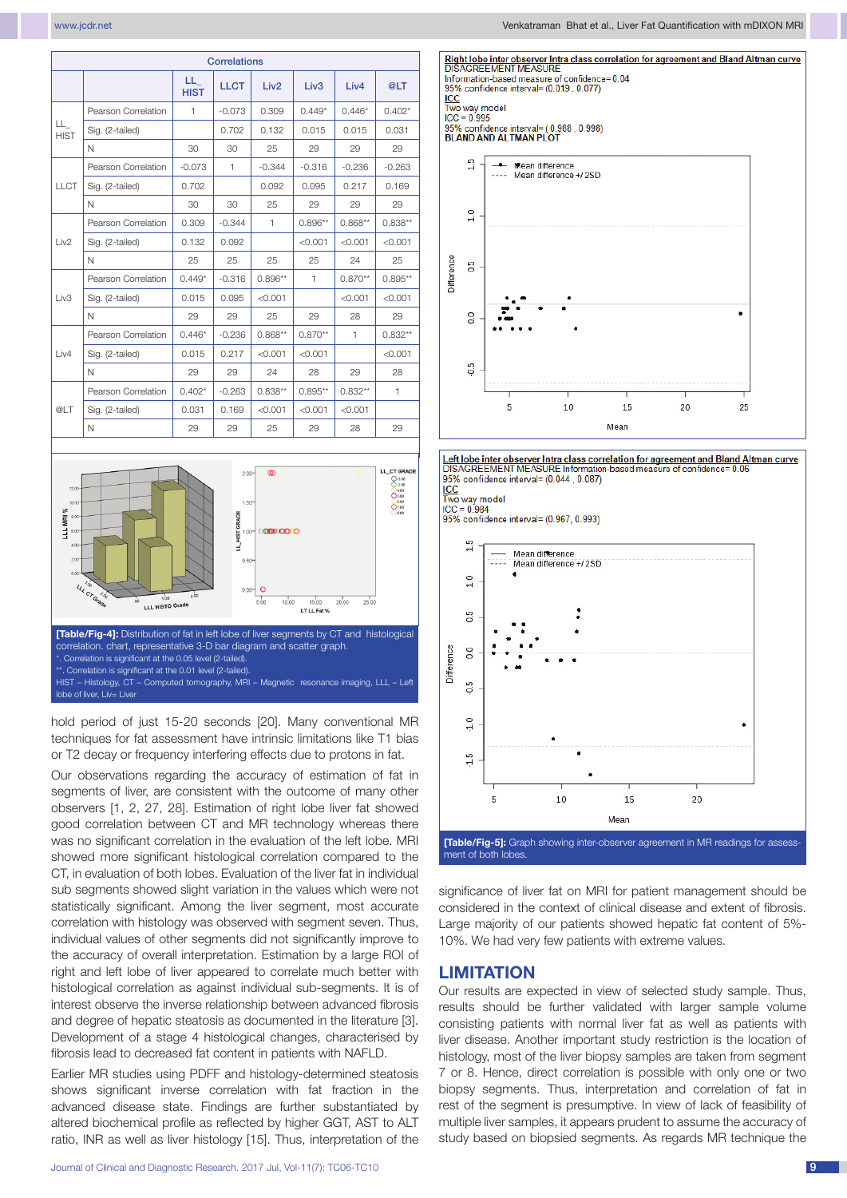| Correlations | | | | | | | |
|---|---|---|---|---|---|---|---|
| | | LL_ HIST | LLCT | Liv2 | Liv3 | Liv4 | @LT |
| LL_ HIST | Pearson Correlation | 1 | -0.073 | 0.309 | 0.449* | 0.446* | 0.402* |
| | Sig. (2-tailed) | | 0.702 | 0.132 | 0.015 | 0.015 | 0.031 |
| | N | 30 | 30 | 25 | 29 | 29 | 29 |
| LLCT | Pearson Correlation | -0.073 | 1 | -0.344 | -0.316 | -0.236 | -0.263 |
| | Sig. (2-tailed) | 0.702 | | 0.092 | 0.095 | 0.217 | 0.169 |
| | N | 30 | 30 | 25 | 29 | 29 | 29 |
| Liv2 | Pearson Correlation | 0.309 | -0.344 | 1 | 0.896** | 0.868** | 0.838** |
| | Sig. (2-tailed) | 0.132 | 0.092 | | <0.001 | <0.001 | <0.001 |
| | N | 25 | 25 | 25 | 25 | 24 | 25 |
| Liv3 | Pearson Correlation | 0.449* | -0.316 | 0.896** | 1 | 0.870** | 0.895** |
| | Sig. (2-tailed) | 0.015 | 0.095 | <0.001 | | <0.001 | <0.001 |
| | N | 29 | 29 | 25 | 29 | 28 | 29 |
| Liv4 | Pearson Correlation | 0.446* | -0.236 | 0.868** | 0.870** | 1 | 0.832** |
| | Sig. (2-tailed) | 0.015 | 0.217 | <0.001 | <0.001 | | <0.001 |
| | N | 29 | 29 | 24 | 28 | 29 | 28 |
| @LT | Pearson Correlation | 0.402* | -0.263 | 0.838** | 0.895** | 0.832** | 1 |
| | Sig. (2-tailed) | 0.031 | 0.169 | <0.001 | <0.001 | <0.001 | |
| | N | 29 | 29 | 25 | 29 | 28 | 29 |

LLL MRI %
LLL CT Grade
LLL HISTO Grade
LL_HIST GRADE
LT LL Fat %
LL_CT GRADE

**[Table/Fig-4]:** Distribution of fat in left lobe of liver segments by CT and histological correlation. chart, representative 3-D bar diagram and scatter graph.
*. Correlation is significant at the 0.05 level (2-tailed).
**. Correlation is significant at the 0.01 level (2-tailed).
HIST – Histology, CT – Computed tomography, MRI – Magnetic resonance imaging, LLL – Left lobe of liver, Liv= Liver

hold period of just 15-20 seconds [20]. Many conventional MR techniques for fat assessment have intrinsic limitations like T1 bias or T2 decay or frequency interfering effects due to protons in fat.

Our observations regarding the accuracy of estimation of fat in segments of liver, are consistent with the outcome of many other observers [1, 2, 27, 28]. Estimation of right lobe liver fat showed good correlation between CT and MR technology whereas there was no significant correlation in the evaluation of the left lobe. MRI showed more significant histological correlation compared to the CT, in evaluation of both lobes. Evaluation of the liver fat in individual sub segments showed slight variation in the values which were not statistically significant. Among the liver segment, most accurate correlation with histology was observed with segment seven. Thus, individual values of other segments did not significantly improve to the accuracy of overall interpretation. Estimation by a large ROI of right and left lobe of liver appeared to correlate much better with histological correlation as against individual sub-segments. It is of interest observe the inverse relationship between advanced fibrosis and degree of hepatic steatosis as documented in the literature [3]. Development of a stage 4 histological changes, characterised by fibrosis lead to decreased fat content in patients with NAFLD.

Earlier MR studies using PDFF and histology-determined steatosis shows significant inverse correlation with fat fraction in the advanced disease state. Findings are further substantiated by altered biochemical profile as reflected by higher GGT, AST to ALT ratio, INR as well as liver histology [15]. Thus, interpretation of the significance of liver fat on MRI for patient management should be considered in the context of clinical disease and extent of fibrosis. Large majority of our patients showed hepatic fat content of 5%-10%. We had very few patients with extreme values.

Right lobe inter observer Intra class correlation for agreement and Bland Altman curve
DISAGREEMENT MEASURE
Information-based measure of confidence= 0.04
95% confidence interval= (0.019 , 0.077)
ICC
Two way model
ICC = 0.995
95% confidence interval= ( 0.988 , 0.998)
BLAND AND ALTMAN PLOT

Mean difference
Mean difference +/ 2SD
Difference
Mean

Left lobe inter observer Intra class correlation for agreement and Bland Altman curve
DISAGREEMENT MEASURE Information-based measure of confidence= 0.06
95% confidence interval= (0.044 , 0.087)
ICC
Two way model
ICC = 0.984
95% confidence interval= (0.967, 0.993)

Mean difference
Mean difference +/ 2SD
Difference
Mean

**[Table/Fig-5]:** Graph showing inter-observer agreement in MR readings for assessment of both lobes.

## LIMITATION

Our results are expected in view of selected study sample. Thus, results should be further validated with larger sample volume consisting patients with normal liver fat as well as patients with liver disease. Another important study restriction is the location of histology, most of the liver biopsy samples are taken from segment 7 or 8. Hence, direct correlation is possible with only one or two biopsy segments. Thus, interpretation and correlation of fat in rest of the segment is presumptive. In view of lack of feasibility of multiple liver samples, it appears prudent to assume the accuracy of study based on biopsied segments. As regards MR technique the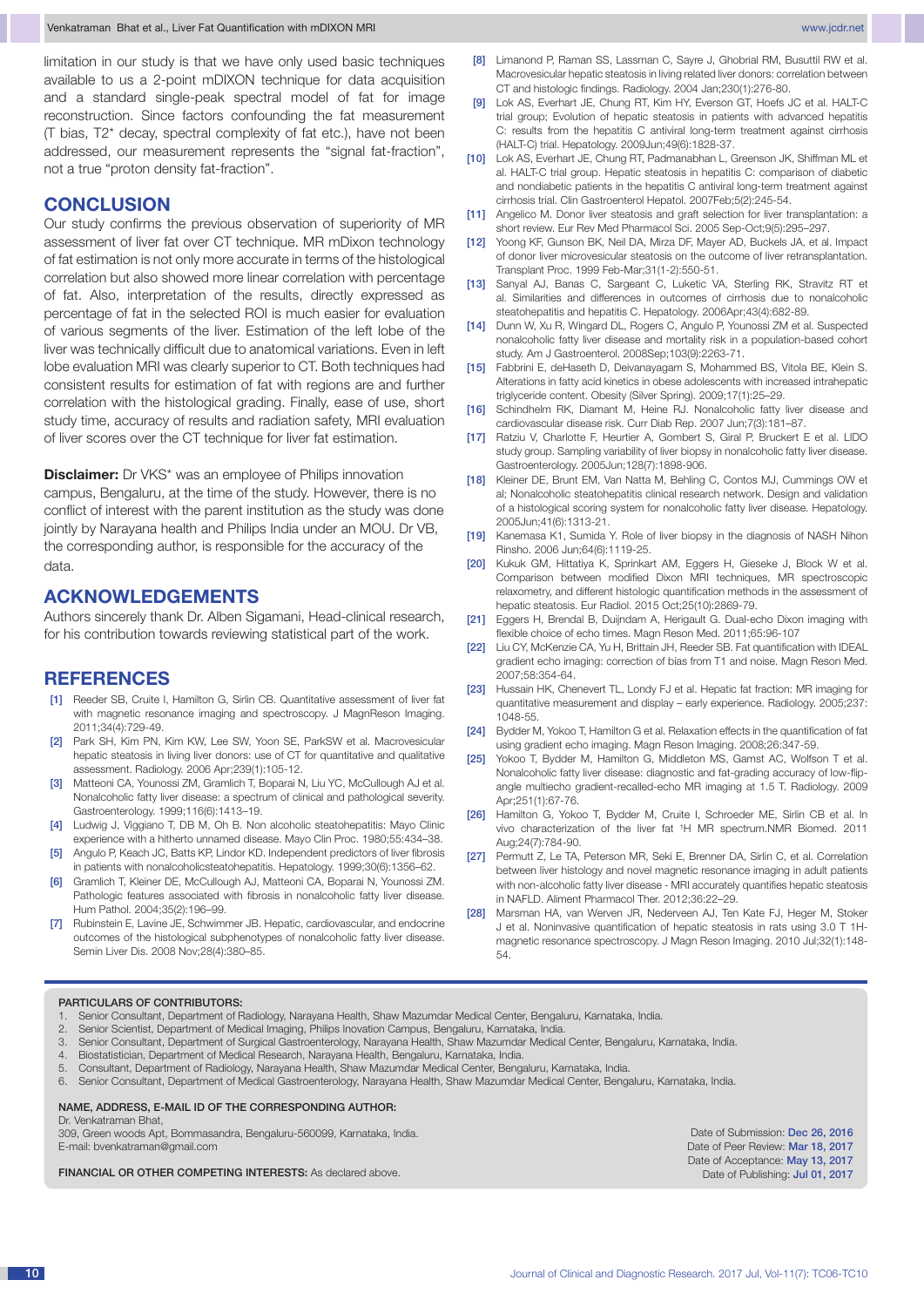limitation in our study is that we have only used basic techniques available to us a 2-point mDIXON technique for data acquisition and a standard single-peak spectral model of fat for image reconstruction. Since factors confounding the fat measurement (T bias, T2* decay, spectral complexity of fat etc.), have not been addressed, our measurement represents the "signal fat-fraction", not a true "proton density fat-fraction".

## CONCLUSION

Our study confirms the previous observation of superiority of MR assessment of liver fat over CT technique. MR mDixon technology of fat estimation is not only more accurate in terms of the histological correlation but also showed more linear correlation with percentage of fat. Also, interpretation of the results, directly expressed as percentage of fat in the selected ROI is much easier for evaluation of various segments of the liver. Estimation of the left lobe of the liver was technically difficult due to anatomical variations. Even in left lobe evaluation MRI was clearly superior to CT. Both techniques had consistent results for estimation of fat with regions are and further correlation with the histological grading. Finally, ease of use, short study time, accuracy of results and radiation safety, MRI evaluation of liver scores over the CT technique for liver fat estimation.

**Disclaimer:** Dr VKS* was an employee of Philips innovation campus, Bengaluru, at the time of the study. However, there is no conflict of interest with the parent institution as the study was done jointly by Narayana health and Philips India under an MOU. Dr VB, the corresponding author, is responsible for the accuracy of the data.

## ACKNOWLEDGEMENTS

Authors sincerely thank Dr. Alben Sigamani, Head-clinical research, for his contribution towards reviewing statistical part of the work.

## REFERENCES

[1] Reeder SB, Cruite I, Hamilton G, Sirlin CB. Quantitative assessment of liver fat with magnetic resonance imaging and spectroscopy. J MagnReson Imaging. 2011;34(4):729-49.

[2] Park SH, Kim PN, Kim KW, Lee SW, Yoon SE, ParkSW et al. Macrovesicular hepatic steatosis in living liver donors: use of CT for quantitative and qualitative assessment. Radiology. 2006 Apr;239(1):105-12.

[3] Matteoni CA, Younossi ZM, Gramlich T, Boparai N, Liu YC, McCullough AJ et al. Nonalcoholic fatty liver disease: a spectrum of clinical and pathological severity. Gastroenterology. 1999;116(6):1413–19.

[4] Ludwig J, Viggiano T, DB M, Oh B. Non alcoholic steatohepatitis: Mayo Clinic experience with a hitherto unnamed disease. Mayo Clin Proc. 1980;55:434–38.

[5] Angulo P, Keach JC, Batts KP, Lindor KD. Independent predictors of liver fibrosis in patients with nonalcoholicsteatohepatitis. Hepatology. 1999;30(6):1356–62.

[6] Gramlich T, Kleiner DE, McCullough AJ, Matteoni CA, Boparai N, Younossi ZM. Pathologic features associated with fibrosis in nonalcoholic fatty liver disease. Hum Pathol. 2004;35(2):196–99.

[7] Rubinstein E, Lavine JE, Schwimmer JB. Hepatic, cardiovascular, and endocrine outcomes of the histological subphenotypes of nonalcoholic fatty liver disease. Semin Liver Dis. 2008 Nov;28(4):380–85.

[8] Limanond P, Raman SS, Lassman C, Sayre J, Ghobrial RM, Busuttil RW et al. Macrovesicular hepatic steatosis in living related liver donors: correlation between CT and histologic findings. Radiology. 2004 Jan;230(1):276-80.

[9] Lok AS, Everhart JE, Chung RT, Kim HY, Everson GT, Hoefs JC et al. HALT-C trial group; Evolution of hepatic steatosis in patients with advanced hepatitis C: results from the hepatitis C antiviral long-term treatment against cirrhosis (HALT-C) trial. Hepatology. 2009Jun;49(6):1828-37.

[10] Lok AS, Everhart JE, Chung RT, Padmanabhan L, Greenson JK, Shiffman ML et al. HALT-C trial group. Hepatic steatosis in hepatitis C: comparison of diabetic and nondiabetic patients in the hepatitis C antiviral long-term treatment against cirrhosis trial. Clin Gastroenterol Hepatol. 2007Feb;5(2):245-54.

[11] Angelico M. Donor liver steatosis and graft selection for liver transplantation: a short review. Eur Rev Med Pharmacol Sci. 2005 Sep-Oct;9(5):295–297.

[12] Yoong KF, Gunson BK, Neil DA, Mirza DF, Mayer AD, Buckels JA, et al. Impact of donor liver microvesicular steatosis on the outcome of liver retransplantation. Transplant Proc. 1999 Feb-Mar;31(1-2):550-51.

[13] Sanyal AJ, Banas C, Sargeant C, Luketic VA, Sterling RK, Stravitz RT et al. Similarities and differences in outcomes of cirrhosis due to nonalcoholic steatohepatitis and hepatitis C. Hepatology. 2006Apr;43(4):682-89.

[14] Dunn W, Xu R, Wingard DL, Rogers C, Angulo P, Younossi ZM et al. Suspected nonalcoholic fatty liver disease and mortality risk in a population-based cohort study. Am J Gastroenterol. 2008Sep;103(9):2263-71.

[15] Fabbrini E, deHaseth D, Deivanayagam S, Mohammed BS, Vitola BE, Klein S. Alterations in fatty acid kinetics in obese adolescents with increased intrahepatic triglyceride content. Obesity (Silver Spring). 2009;17(1):25–29.

[16] Schindhelm RK, Diamant M, Heine RJ. Nonalcoholic fatty liver disease and cardiovascular disease risk. Curr Diab Rep. 2007 Jun;7(3):181–87.

[17] Ratziu V, Charlotte F, Heurtier A, Gombert S, Giral P, Bruckert E et al. LIDO study group. Sampling variability of liver biopsy in nonalcoholic fatty liver disease. Gastroenterology. 2005Jun;128(7):1898-906.

[18] Kleiner DE, Brunt EM, Van Natta M, Behling C, Contos MJ, Cummings OW et al; Nonalcoholic steatohepatitis clinical research network. Design and validation of a histological scoring system for nonalcoholic fatty liver disease. Hepatology. 2005Jun;41(6):1313-21.

[19] Kanemasa K1, Sumida Y. Role of liver biopsy in the diagnosis of NASH Nihon Rinsho. 2006 Jun;64(6):1119-25.

[20] Kukuk GM, Hittatiya K, Sprinkart AM, Eggers H, Gieseke J, Block W et al. Comparison between modified Dixon MRI techniques, MR spectroscopic relaxometry, and different histologic quantification methods in the assessment of hepatic steatosis. Eur Radiol. 2015 Oct;25(10):2869-79.

[21] Eggers H, Brendal B, Duijndam A, Herigault G. Dual-echo Dixon imaging with flexible choice of echo times. Magn Reson Med. 2011;65:96-107

[22] Liu CY, McKenzie CA, Yu H, Brittain JH, Reeder SB. Fat quantification with IDEAL gradient echo imaging: correction of bias from T1 and noise. Magn Reson Med. 2007;58:354-64.

[23] Hussain HK, Chenevert TL, Londy FJ et al. Hepatic fat fraction: MR imaging for quantitative measurement and display – early experience. Radiology. 2005;237: 1048-55.

[24] Bydder M, Yokoo T, Hamilton G et al. Relaxation effects in the quantification of fat using gradient echo imaging. Magn Reson Imaging. 2008;26:347-59.

[25] Yokoo T, Bydder M, Hamilton G, Middleton MS, Gamst AC, Wolfson T et al. Nonalcoholic fatty liver disease: diagnostic and fat-grading accuracy of low-flip-angle multiecho gradient-recalled-echo MR imaging at 1.5 T. Radiology. 2009 Apr;251(1):67-76.

[26] Hamilton G, Yokoo T, Bydder M, Cruite I, Schroeder ME, Sirlin CB et al. In vivo characterization of the liver fat $^1$H MR spectrum.NMR Biomed. 2011 Aug;24(7):784-90.

[27] Permutt Z, Le TA, Peterson MR, Seki E, Brenner DA, Sirlin C, et al. Correlation between liver histology and novel magnetic resonance imaging in adult patients with non-alcoholic fatty liver disease - MRI accurately quantifies hepatic steatosis in NAFLD. Aliment Pharmacol Ther. 2012;36:22–29.

[28] Marsman HA, van Werven JR, Nederveen AJ, Ten Kate FJ, Heger M, Stoker J et al. Noninvasive quantification of hepatic steatosis in rats using 3.0 T 1H-magnetic resonance spectroscopy. J Magn Reson Imaging. 2010 Jul;32(1):148-54.

---

**PARTICULARS OF CONTRIBUTORS:**

1. Senior Consultant, Department of Radiology, Narayana Health, Shaw Mazumdar Medical Center, Bengaluru, Karnataka, India.
2. Senior Scientist, Department of Medical Imaging, Philips Inovation Campus, Bengaluru, Karnataka, India.
3. Senior Consultant, Department of Surgical Gastroenterology, Narayana Health, Shaw Mazumdar Medical Center, Bengaluru, Karnataka, India.
4. Biostatistician, Department of Medical Research, Narayana Health, Bengaluru, Karnataka, India.
5. Consultant, Department of Radiology, Narayana Health, Shaw Mazumdar Medical Center, Bengaluru, Karnataka, India.
6. Senior Consultant, Department of Medical Gastroenterology, Narayana Health, Shaw Mazumdar Medical Center, Bengaluru, Karnataka, India.

**NAME, ADDRESS, E-MAIL ID OF THE CORRESPONDING AUTHOR:**
Dr. Venkatraman Bhat,
309, Green woods Apt, Bommasandra, Bengaluru-560099, Karnataka, India.
E-mail: bvenkatraman@gmail.com

**FINANCIAL OR OTHER COMPETING INTERESTS:** As declared above.

Date of Submission: Dec 26, 2016
Date of Peer Review: Mar 18, 2017
Date of Acceptance: May 13, 2017
Date of Publishing: Jul 01, 2017